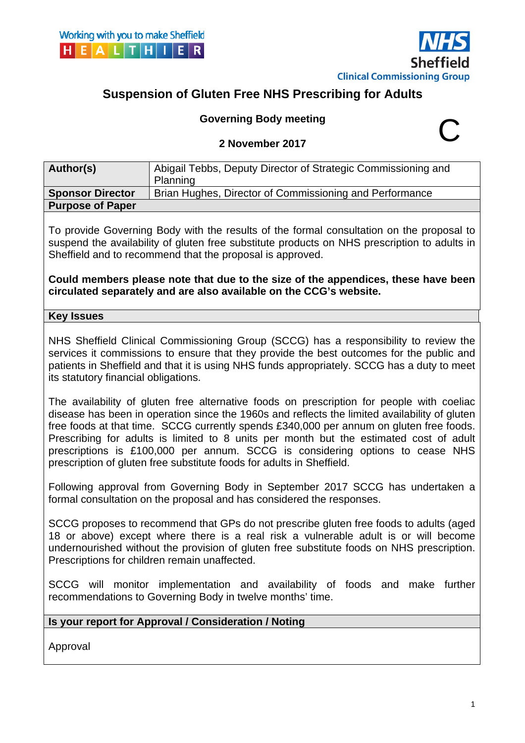Working with you to make Sheffield HEALTHIER

NHS Sheffield Clinical Commissioning Group

# Suspension of Gluten Free NHS Prescribing for Adults

**Governing Body meeting**

**2 November 2017**

C

| | |
|---|---|
| **Author(s)** | Abigail Tebbs, Deputy Director of Strategic Commissioning and Planning |
| **Sponsor Director** | Brian Hughes, Director of Commissioning and Performance |

**Purpose of Paper**

To provide Governing Body with the results of the formal consultation on the proposal to suspend the availability of gluten free substitute products on NHS prescription to adults in Sheffield and to recommend that the proposal is approved.

**Could members please note that due to the size of the appendices, these have been circulated separately and are also available on the CCG's website.**

**Key Issues**

NHS Sheffield Clinical Commissioning Group (SCCG) has a responsibility to review the services it commissions to ensure that they provide the best outcomes for the public and patients in Sheffield and that it is using NHS funds appropriately. SCCG has a duty to meet its statutory financial obligations.

The availability of gluten free alternative foods on prescription for people with coeliac disease has been in operation since the 1960s and reflects the limited availability of gluten free foods at that time. SCCG currently spends £340,000 per annum on gluten free foods. Prescribing for adults is limited to 8 units per month but the estimated cost of adult prescriptions is £100,000 per annum. SCCG is considering options to cease NHS prescription of gluten free substitute foods for adults in Sheffield.

Following approval from Governing Body in September 2017 SCCG has undertaken a formal consultation on the proposal and has considered the responses.

SCCG proposes to recommend that GPs do not prescribe gluten free foods to adults (aged 18 or above) except where there is a real risk a vulnerable adult is or will become undernourished without the provision of gluten free substitute foods on NHS prescription. Prescriptions for children remain unaffected.

SCCG will monitor implementation and availability of foods and make further recommendations to Governing Body in twelve months' time.

**Is your report for Approval / Consideration / Noting**

Approval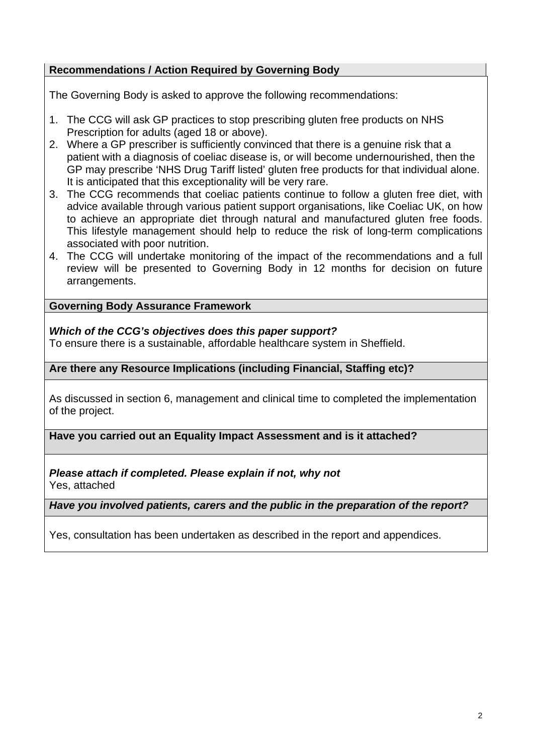**Recommendations / Action Required by Governing Body**

The Governing Body is asked to approve the following recommendations:

1. The CCG will ask GP practices to stop prescribing gluten free products on NHS Prescription for adults (aged 18 or above).
2. Where a GP prescriber is sufficiently convinced that there is a genuine risk that a patient with a diagnosis of coeliac disease is, or will become undernourished, then the GP may prescribe 'NHS Drug Tariff listed' gluten free products for that individual alone. It is anticipated that this exceptionality will be very rare.
3. The CCG recommends that coeliac patients continue to follow a gluten free diet, with advice available through various patient support organisations, like Coeliac UK, on how to achieve an appropriate diet through natural and manufactured gluten free foods. This lifestyle management should help to reduce the risk of long-term complications associated with poor nutrition.
4. The CCG will undertake monitoring of the impact of the recommendations and a full review will be presented to Governing Body in 12 months for decision on future arrangements.

**Governing Body Assurance Framework**

***Which of the CCG's objectives does this paper support?***
To ensure there is a sustainable, affordable healthcare system in Sheffield.

**Are there any Resource Implications (including Financial, Staffing etc)?**

As discussed in section 6, management and clinical time to completed the implementation of the project.

**Have you carried out an Equality Impact Assessment and is it attached?**

***Please attach if completed. Please explain if not, why not***
Yes, attached

***Have you involved patients, carers and the public in the preparation of the report?***

Yes, consultation has been undertaken as described in the report and appendices.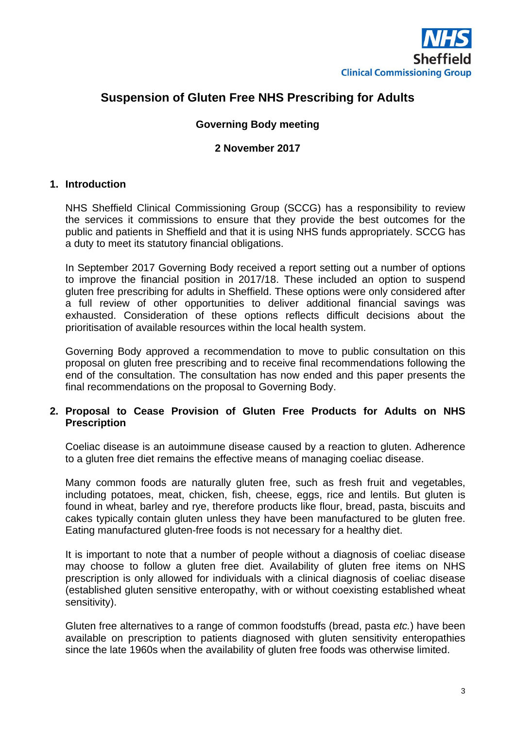# Suspension of Gluten Free NHS Prescribing for Adults

**Governing Body meeting**

**2 November 2017**

## 1. Introduction

NHS Sheffield Clinical Commissioning Group (SCCG) has a responsibility to review the services it commissions to ensure that they provide the best outcomes for the public and patients in Sheffield and that it is using NHS funds appropriately. SCCG has a duty to meet its statutory financial obligations.

In September 2017 Governing Body received a report setting out a number of options to improve the financial position in 2017/18. These included an option to suspend gluten free prescribing for adults in Sheffield. These options were only considered after a full review of other opportunities to deliver additional financial savings was exhausted. Consideration of these options reflects difficult decisions about the prioritisation of available resources within the local health system.

Governing Body approved a recommendation to move to public consultation on this proposal on gluten free prescribing and to receive final recommendations following the end of the consultation. The consultation has now ended and this paper presents the final recommendations on the proposal to Governing Body.

## 2. Proposal to Cease Provision of Gluten Free Products for Adults on NHS Prescription

Coeliac disease is an autoimmune disease caused by a reaction to gluten. Adherence to a gluten free diet remains the effective means of managing coeliac disease.

Many common foods are naturally gluten free, such as fresh fruit and vegetables, including potatoes, meat, chicken, fish, cheese, eggs, rice and lentils. But gluten is found in wheat, barley and rye, therefore products like flour, bread, pasta, biscuits and cakes typically contain gluten unless they have been manufactured to be gluten free. Eating manufactured gluten-free foods is not necessary for a healthy diet.

It is important to note that a number of people without a diagnosis of coeliac disease may choose to follow a gluten free diet. Availability of gluten free items on NHS prescription is only allowed for individuals with a clinical diagnosis of coeliac disease (established gluten sensitive enteropathy, with or without coexisting established wheat sensitivity).

Gluten free alternatives to a range of common foodstuffs (bread, pasta *etc.*) have been available on prescription to patients diagnosed with gluten sensitivity enteropathies since the late 1960s when the availability of gluten free foods was otherwise limited.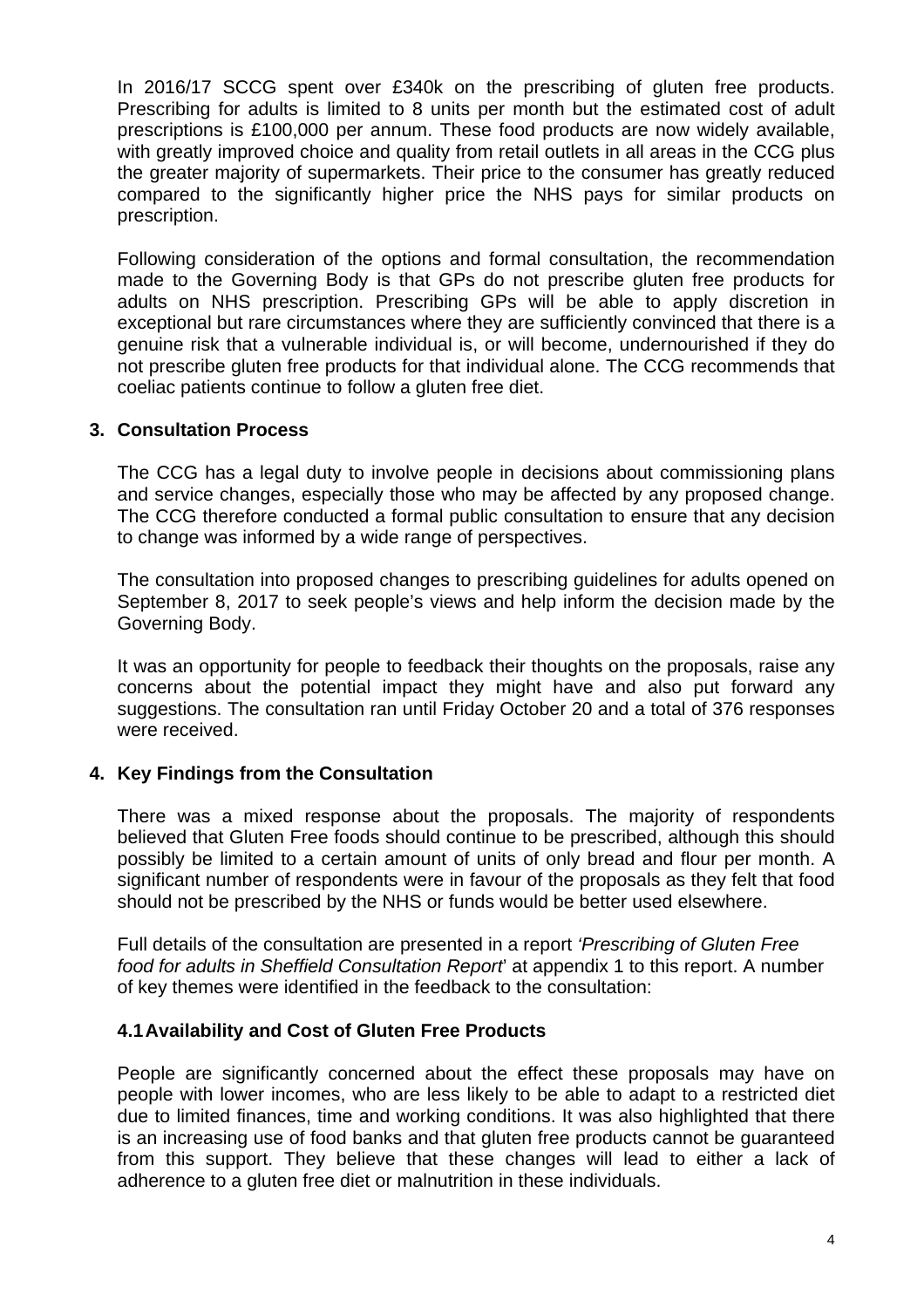In 2016/17 SCCG spent over £340k on the prescribing of gluten free products. Prescribing for adults is limited to 8 units per month but the estimated cost of adult prescriptions is £100,000 per annum. These food products are now widely available, with greatly improved choice and quality from retail outlets in all areas in the CCG plus the greater majority of supermarkets. Their price to the consumer has greatly reduced compared to the significantly higher price the NHS pays for similar products on prescription.

Following consideration of the options and formal consultation, the recommendation made to the Governing Body is that GPs do not prescribe gluten free products for adults on NHS prescription. Prescribing GPs will be able to apply discretion in exceptional but rare circumstances where they are sufficiently convinced that there is a genuine risk that a vulnerable individual is, or will become, undernourished if they do not prescribe gluten free products for that individual alone. The CCG recommends that coeliac patients continue to follow a gluten free diet.

## 3. Consultation Process

The CCG has a legal duty to involve people in decisions about commissioning plans and service changes, especially those who may be affected by any proposed change. The CCG therefore conducted a formal public consultation to ensure that any decision to change was informed by a wide range of perspectives.

The consultation into proposed changes to prescribing guidelines for adults opened on September 8, 2017 to seek people's views and help inform the decision made by the Governing Body.

It was an opportunity for people to feedback their thoughts on the proposals, raise any concerns about the potential impact they might have and also put forward any suggestions. The consultation ran until Friday October 20 and a total of 376 responses were received.

## 4. Key Findings from the Consultation

There was a mixed response about the proposals. The majority of respondents believed that Gluten Free foods should continue to be prescribed, although this should possibly be limited to a certain amount of units of only bread and flour per month. A significant number of respondents were in favour of the proposals as they felt that food should not be prescribed by the NHS or funds would be better used elsewhere.

Full details of the consultation are presented in a report *'Prescribing of Gluten Free food for adults in Sheffield Consultation Report*' at appendix 1 to this report. A number of key themes were identified in the feedback to the consultation:

### 4.1 Availability and Cost of Gluten Free Products

People are significantly concerned about the effect these proposals may have on people with lower incomes, who are less likely to be able to adapt to a restricted diet due to limited finances, time and working conditions. It was also highlighted that there is an increasing use of food banks and that gluten free products cannot be guaranteed from this support. They believe that these changes will lead to either a lack of adherence to a gluten free diet or malnutrition in these individuals.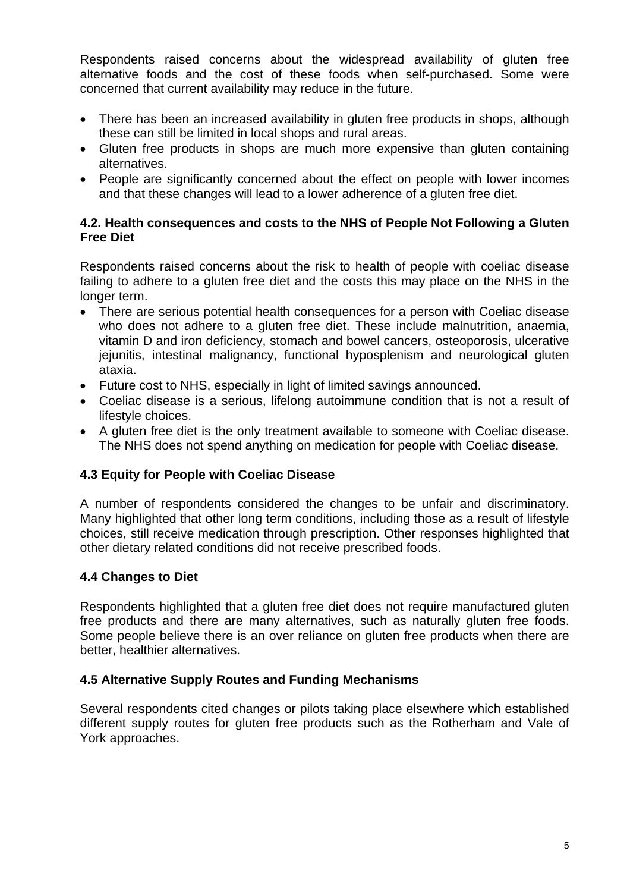Respondents raised concerns about the widespread availability of gluten free alternative foods and the cost of these foods when self-purchased. Some were concerned that current availability may reduce in the future.

- There has been an increased availability in gluten free products in shops, although these can still be limited in local shops and rural areas.
- Gluten free products in shops are much more expensive than gluten containing alternatives.
- People are significantly concerned about the effect on people with lower incomes and that these changes will lead to a lower adherence of a gluten free diet.

### 4.2. Health consequences and costs to the NHS of People Not Following a Gluten Free Diet

Respondents raised concerns about the risk to health of people with coeliac disease failing to adhere to a gluten free diet and the costs this may place on the NHS in the longer term.

- There are serious potential health consequences for a person with Coeliac disease who does not adhere to a gluten free diet. These include malnutrition, anaemia, vitamin D and iron deficiency, stomach and bowel cancers, osteoporosis, ulcerative jejunitis, intestinal malignancy, functional hyposplenism and neurological gluten ataxia.
- Future cost to NHS, especially in light of limited savings announced.
- Coeliac disease is a serious, lifelong autoimmune condition that is not a result of lifestyle choices.
- A gluten free diet is the only treatment available to someone with Coeliac disease. The NHS does not spend anything on medication for people with Coeliac disease.

### 4.3 Equity for People with Coeliac Disease

A number of respondents considered the changes to be unfair and discriminatory. Many highlighted that other long term conditions, including those as a result of lifestyle choices, still receive medication through prescription. Other responses highlighted that other dietary related conditions did not receive prescribed foods.

### 4.4 Changes to Diet

Respondents highlighted that a gluten free diet does not require manufactured gluten free products and there are many alternatives, such as naturally gluten free foods. Some people believe there is an over reliance on gluten free products when there are better, healthier alternatives.

### 4.5 Alternative Supply Routes and Funding Mechanisms

Several respondents cited changes or pilots taking place elsewhere which established different supply routes for gluten free products such as the Rotherham and Vale of York approaches.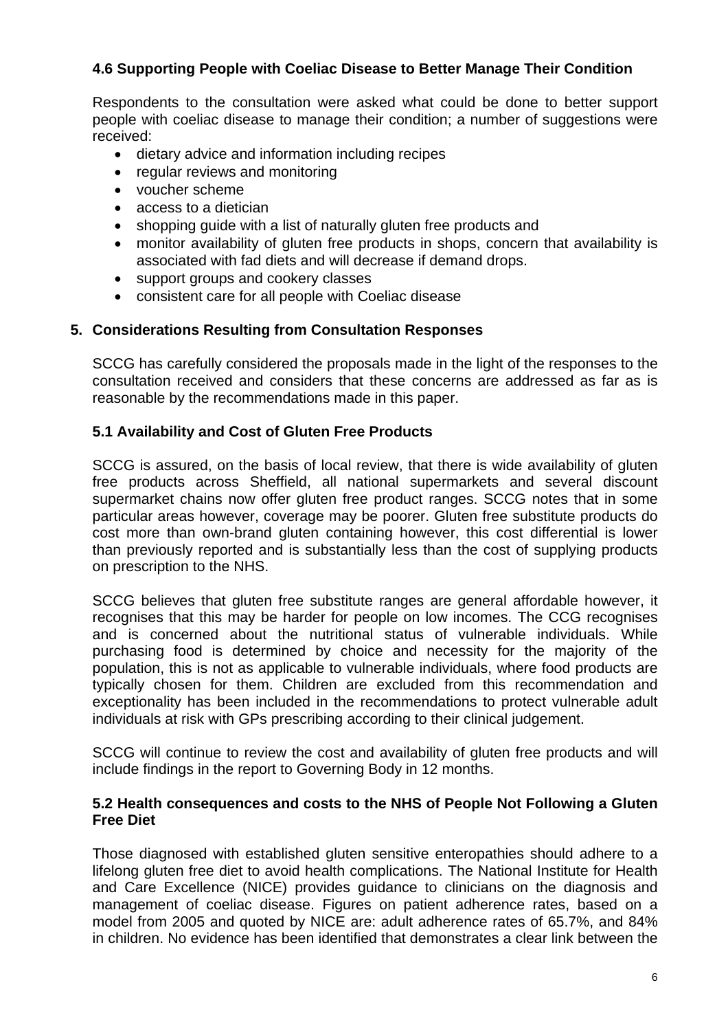### 4.6 Supporting People with Coeliac Disease to Better Manage Their Condition

Respondents to the consultation were asked what could be done to better support people with coeliac disease to manage their condition; a number of suggestions were received:

- dietary advice and information including recipes
- regular reviews and monitoring
- voucher scheme
- access to a dietician
- shopping guide with a list of naturally gluten free products and
- monitor availability of gluten free products in shops, concern that availability is associated with fad diets and will decrease if demand drops.
- support groups and cookery classes
- consistent care for all people with Coeliac disease

## 5. Considerations Resulting from Consultation Responses

SCCG has carefully considered the proposals made in the light of the responses to the consultation received and considers that these concerns are addressed as far as is reasonable by the recommendations made in this paper.

### 5.1 Availability and Cost of Gluten Free Products

SCCG is assured, on the basis of local review, that there is wide availability of gluten free products across Sheffield, all national supermarkets and several discount supermarket chains now offer gluten free product ranges. SCCG notes that in some particular areas however, coverage may be poorer. Gluten free substitute products do cost more than own-brand gluten containing however, this cost differential is lower than previously reported and is substantially less than the cost of supplying products on prescription to the NHS.

SCCG believes that gluten free substitute ranges are general affordable however, it recognises that this may be harder for people on low incomes. The CCG recognises and is concerned about the nutritional status of vulnerable individuals. While purchasing food is determined by choice and necessity for the majority of the population, this is not as applicable to vulnerable individuals, where food products are typically chosen for them. Children are excluded from this recommendation and exceptionality has been included in the recommendations to protect vulnerable adult individuals at risk with GPs prescribing according to their clinical judgement.

SCCG will continue to review the cost and availability of gluten free products and will include findings in the report to Governing Body in 12 months.

### 5.2 Health consequences and costs to the NHS of People Not Following a Gluten Free Diet

Those diagnosed with established gluten sensitive enteropathies should adhere to a lifelong gluten free diet to avoid health complications. The National Institute for Health and Care Excellence (NICE) provides guidance to clinicians on the diagnosis and management of coeliac disease. Figures on patient adherence rates, based on a model from 2005 and quoted by NICE are: adult adherence rates of 65.7%, and 84% in children. No evidence has been identified that demonstrates a clear link between the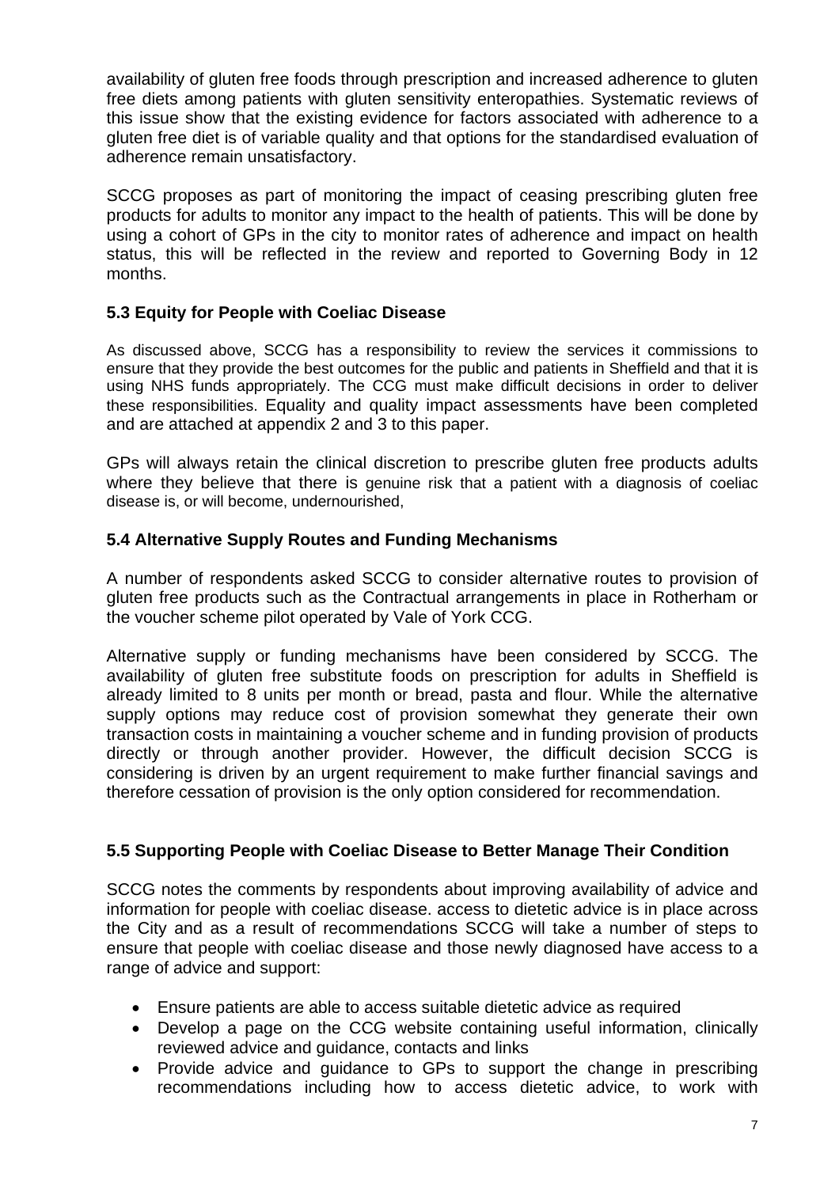availability of gluten free foods through prescription and increased adherence to gluten free diets among patients with gluten sensitivity enteropathies. Systematic reviews of this issue show that the existing evidence for factors associated with adherence to a gluten free diet is of variable quality and that options for the standardised evaluation of adherence remain unsatisfactory.

SCCG proposes as part of monitoring the impact of ceasing prescribing gluten free products for adults to monitor any impact to the health of patients. This will be done by using a cohort of GPs in the city to monitor rates of adherence and impact on health status, this will be reflected in the review and reported to Governing Body in 12 months.

### 5.3 Equity for People with Coeliac Disease

As discussed above, SCCG has a responsibility to review the services it commissions to ensure that they provide the best outcomes for the public and patients in Sheffield and that it is using NHS funds appropriately. The CCG must make difficult decisions in order to deliver these responsibilities. Equality and quality impact assessments have been completed and are attached at appendix 2 and 3 to this paper.

GPs will always retain the clinical discretion to prescribe gluten free products adults where they believe that there is genuine risk that a patient with a diagnosis of coeliac disease is, or will become, undernourished,

### 5.4 Alternative Supply Routes and Funding Mechanisms

A number of respondents asked SCCG to consider alternative routes to provision of gluten free products such as the Contractual arrangements in place in Rotherham or the voucher scheme pilot operated by Vale of York CCG.

Alternative supply or funding mechanisms have been considered by SCCG. The availability of gluten free substitute foods on prescription for adults in Sheffield is already limited to 8 units per month or bread, pasta and flour. While the alternative supply options may reduce cost of provision somewhat they generate their own transaction costs in maintaining a voucher scheme and in funding provision of products directly or through another provider. However, the difficult decision SCCG is considering is driven by an urgent requirement to make further financial savings and therefore cessation of provision is the only option considered for recommendation.

### 5.5 Supporting People with Coeliac Disease to Better Manage Their Condition

SCCG notes the comments by respondents about improving availability of advice and information for people with coeliac disease. access to dietetic advice is in place across the City and as a result of recommendations SCCG will take a number of steps to ensure that people with coeliac disease and those newly diagnosed have access to a range of advice and support:

- Ensure patients are able to access suitable dietetic advice as required
- Develop a page on the CCG website containing useful information, clinically reviewed advice and guidance, contacts and links
- Provide advice and guidance to GPs to support the change in prescribing recommendations including how to access dietetic advice, to work with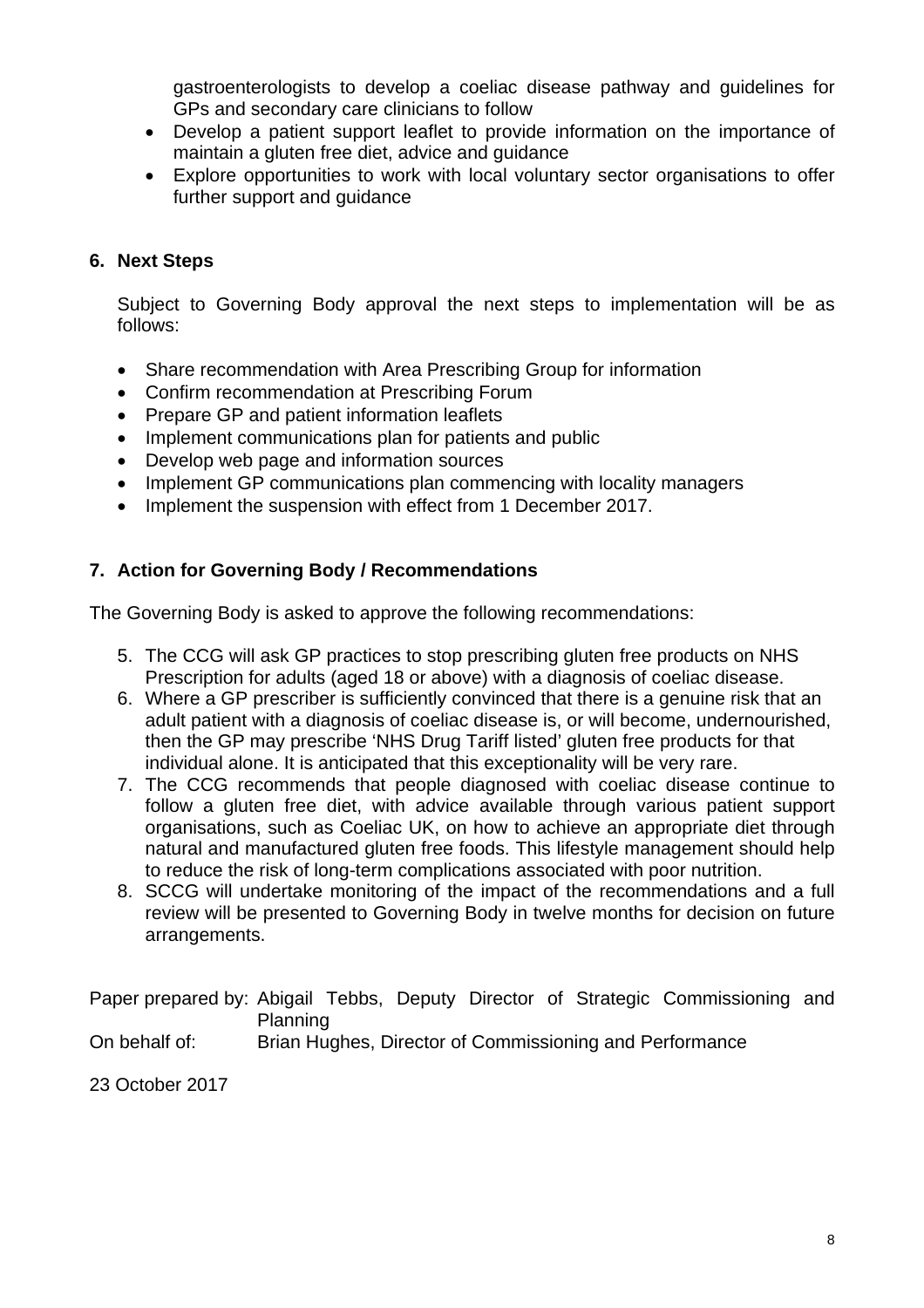gastroenterologists to develop a coeliac disease pathway and guidelines for GPs and secondary care clinicians to follow

- Develop a patient support leaflet to provide information on the importance of maintain a gluten free diet, advice and guidance
- Explore opportunities to work with local voluntary sector organisations to offer further support and guidance

## 6. Next Steps

Subject to Governing Body approval the next steps to implementation will be as follows:

- Share recommendation with Area Prescribing Group for information
- Confirm recommendation at Prescribing Forum
- Prepare GP and patient information leaflets
- Implement communications plan for patients and public
- Develop web page and information sources
- Implement GP communications plan commencing with locality managers
- Implement the suspension with effect from 1 December 2017.

## 7. Action for Governing Body / Recommendations

The Governing Body is asked to approve the following recommendations:

5. The CCG will ask GP practices to stop prescribing gluten free products on NHS Prescription for adults (aged 18 or above) with a diagnosis of coeliac disease.
6. Where a GP prescriber is sufficiently convinced that there is a genuine risk that an adult patient with a diagnosis of coeliac disease is, or will become, undernourished, then the GP may prescribe 'NHS Drug Tariff listed' gluten free products for that individual alone. It is anticipated that this exceptionality will be very rare.
7. The CCG recommends that people diagnosed with coeliac disease continue to follow a gluten free diet, with advice available through various patient support organisations, such as Coeliac UK, on how to achieve an appropriate diet through natural and manufactured gluten free foods. This lifestyle management should help to reduce the risk of long-term complications associated with poor nutrition.
8. SCCG will undertake monitoring of the impact of the recommendations and a full review will be presented to Governing Body in twelve months for decision on future arrangements.

Paper prepared by: Abigail Tebbs, Deputy Director of Strategic Commissioning and Planning
On behalf of: Brian Hughes, Director of Commissioning and Performance

23 October 2017